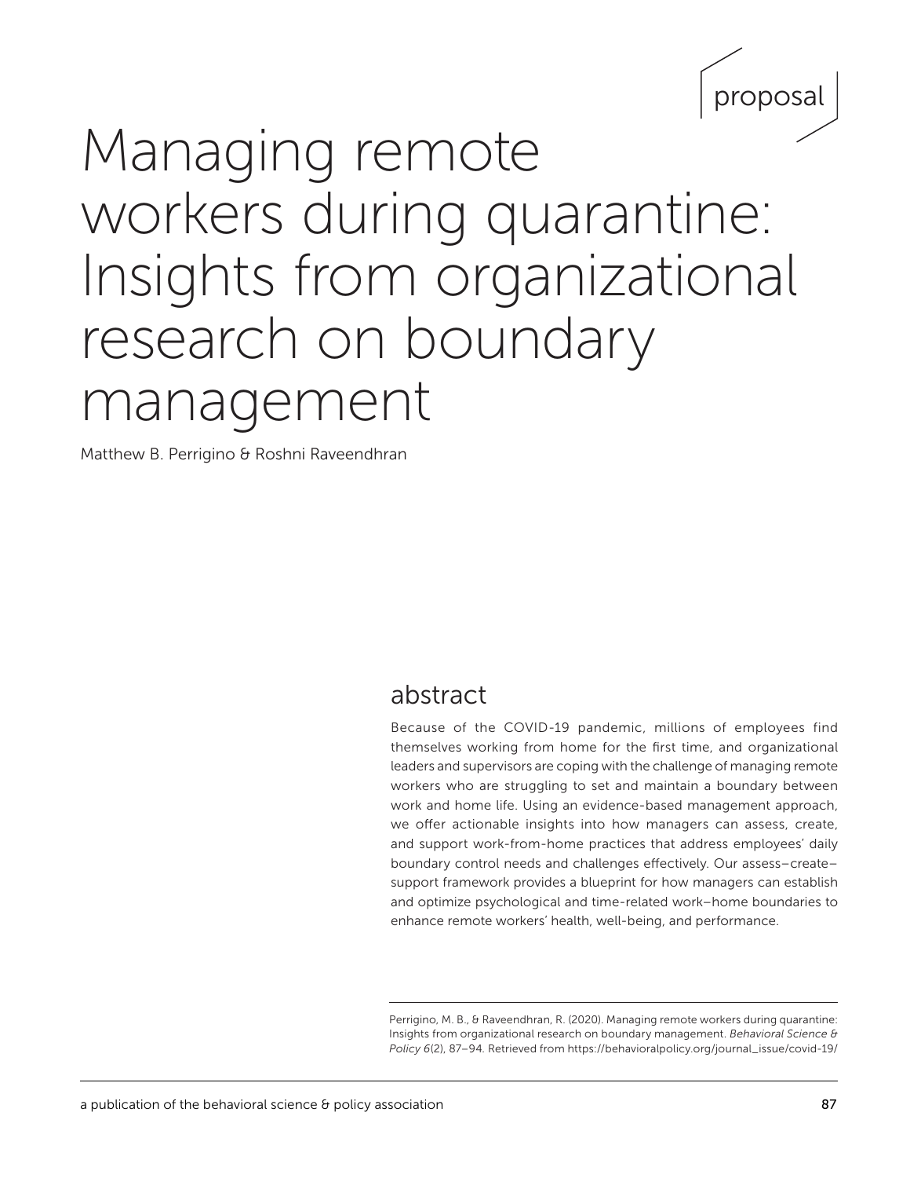proposal

# Managing remote workers during quarantine: Insights from organizational research on boundary management

Matthew B. Perrigino & Roshni Raveendhran

## abstract

Because of the COVID-19 pandemic, millions of employees find themselves working from home for the first time, and organizational leaders and supervisors are coping with the challenge of managing remote workers who are struggling to set and maintain a boundary between work and home life. Using an evidence-based management approach, we offer actionable insights into how managers can assess, create, and support work-from-home practices that address employees' daily boundary control needs and challenges effectively. Our assess–create–support framework provides a blueprint for how managers can establish and optimize psychological and time-related work–home boundaries to enhance remote workers' health, well-being, and performance.

Perrigino, M. B., & Raveendhran, R. (2020). Managing remote workers during quarantine: Insights from organizational research on boundary management. *Behavioral Science & Policy 6*(2), 87–94. Retrieved from https://behavioralpolicy.org/journal_issue/covid-19/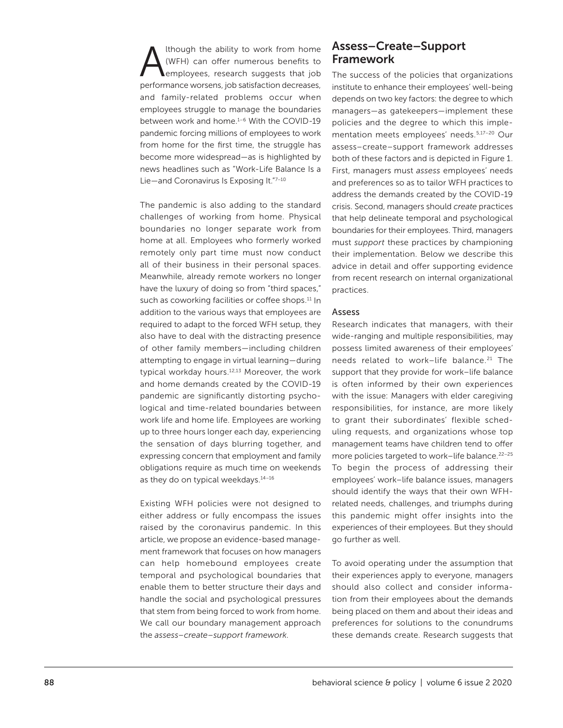Although the ability to work from home (WFH) can offer numerous benefits to employees, research suggests that job performance worsens, job satisfaction decreases, and family-related problems occur when employees struggle to manage the boundaries between work and home.[1–6] With the COVID-19 pandemic forcing millions of employees to work from home for the first time, the struggle has become more widespread—as is highlighted by news headlines such as "Work-Life Balance Is a Lie—and Coronavirus Is Exposing It."[7–10]

The pandemic is also adding to the standard challenges of working from home. Physical boundaries no longer separate work from home at all. Employees who formerly worked remotely only part time must now conduct all of their business in their personal spaces. Meanwhile, already remote workers no longer have the luxury of doing so from "third spaces," such as coworking facilities or coffee shops.[11] In addition to the various ways that employees are required to adapt to the forced WFH setup, they also have to deal with the distracting presence of other family members—including children attempting to engage in virtual learning—during typical workday hours.[12,13] Moreover, the work and home demands created by the COVID-19 pandemic are significantly distorting psychological and time-related boundaries between work life and home life. Employees are working up to three hours longer each day, experiencing the sensation of days blurring together, and expressing concern that employment and family obligations require as much time on weekends as they do on typical weekdays.[14–16]

Existing WFH policies were not designed to either address or fully encompass the issues raised by the coronavirus pandemic. In this article, we propose an evidence-based management framework that focuses on how managers can help homebound employees create temporal and psychological boundaries that enable them to better structure their days and handle the social and psychological pressures that stem from being forced to work from home. We call our boundary management approach the *assess–create–support framework*.

## Assess–Create–Support Framework

The success of the policies that organizations institute to enhance their employees' well-being depends on two key factors: the degree to which managers—as gatekeepers—implement these policies and the degree to which this implementation meets employees' needs.[5,17–20] Our assess–create–support framework addresses both of these factors and is depicted in Figure 1. First, managers must *assess* employees' needs and preferences so as to tailor WFH practices to address the demands created by the COVID-19 crisis. Second, managers should *create* practices that help delineate temporal and psychological boundaries for their employees. Third, managers must *support* these practices by championing their implementation. Below we describe this advice in detail and offer supporting evidence from recent research on internal organizational practices.

### Assess

Research indicates that managers, with their wide-ranging and multiple responsibilities, may possess limited awareness of their employees' needs related to work–life balance.[21] The support that they provide for work–life balance is often informed by their own experiences with the issue: Managers with elder caregiving responsibilities, for instance, are more likely to grant their subordinates' flexible scheduling requests, and organizations whose top management teams have children tend to offer more policies targeted to work–life balance.[22–25] To begin the process of addressing their employees' work–life balance issues, managers should identify the ways that their own WFH-related needs, challenges, and triumphs during this pandemic might offer insights into the experiences of their employees. But they should go further as well.

To avoid operating under the assumption that their experiences apply to everyone, managers should also collect and consider information from their employees about the demands being placed on them and about their ideas and preferences for solutions to the conundrums these demands create. Research suggests that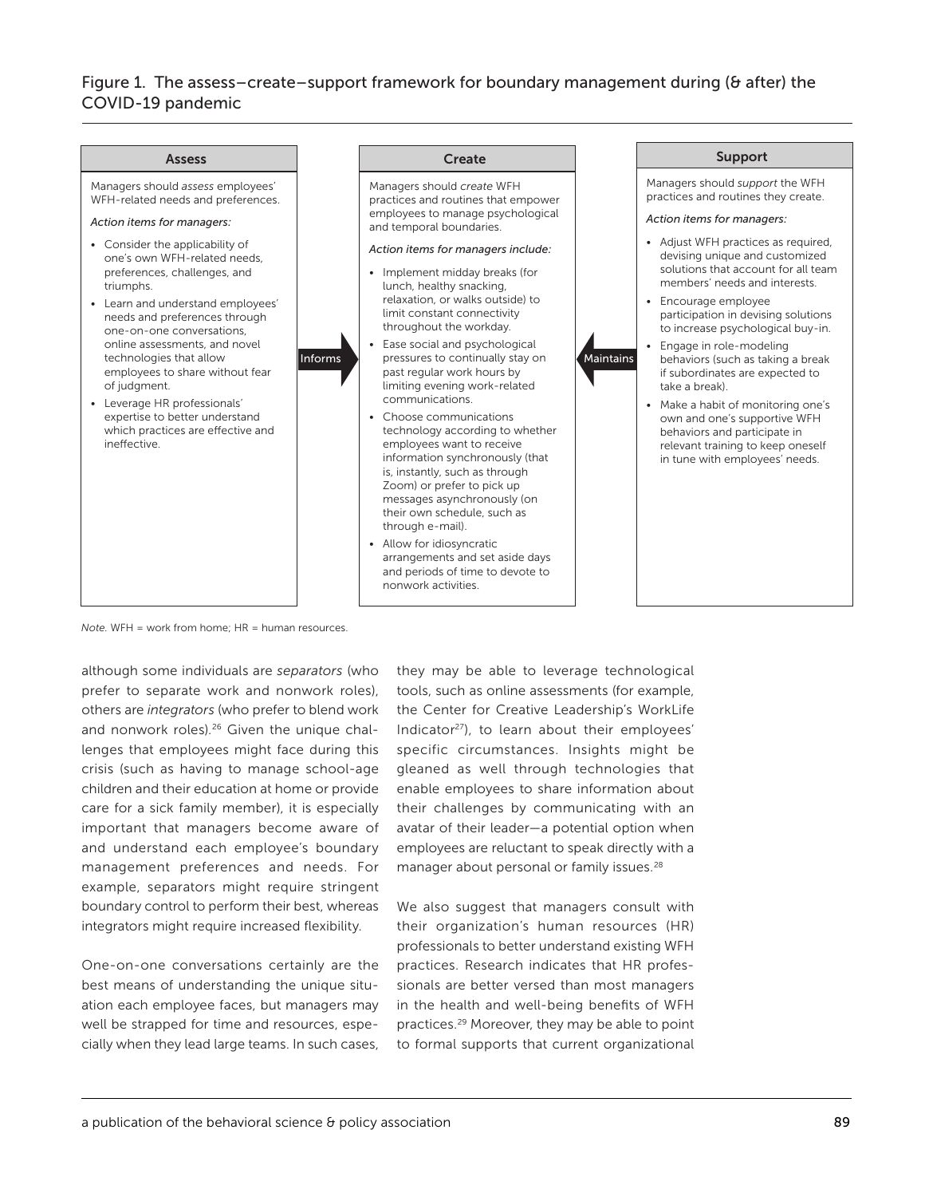Figure 1. The assess–create–support framework for boundary management during (& after) the COVID-19 pandemic

**Assess**

Managers should *assess* employees' WFH-related needs and preferences.

*Action items for managers:*

- Consider the applicability of one's own WFH-related needs, preferences, challenges, and triumphs.
- Learn and understand employees' needs and preferences through one-on-one conversations, online assessments, and novel technologies that allow employees to share without fear of judgment.
- Leverage HR professionals' expertise to better understand which practices are effective and ineffective.

→ Informs →

**Create**

Managers should *create* WFH practices and routines that empower employees to manage psychological and temporal boundaries.

*Action items for managers include:*

- Implement midday breaks (for lunch, healthy snacking, relaxation, or walks outside) to limit constant connectivity throughout the workday.
- Ease social and psychological pressures to continually stay on past regular work hours by limiting evening work-related communications.
- Choose communications technology according to whether employees want to receive information synchronously (that is, instantly, such as through Zoom) or prefer to pick up messages asynchronously (on their own schedule, such as through e-mail).
- Allow for idiosyncratic arrangements and set aside days and periods of time to devote to nonwork activities.

← Maintains ←

**Support**

Managers should *support* the WFH practices and routines they create.

*Action items for managers:*

- Adjust WFH practices as required, devising unique and customized solutions that account for all team members' needs and interests.
- Encourage employee participation in devising solutions to increase psychological buy-in.
- Engage in role-modeling behaviors (such as taking a break if subordinates are expected to take a break).
- Make a habit of monitoring one's own and one's supportive WFH behaviors and participate in relevant training to keep oneself in tune with employees' needs.

*Note.* WFH = work from home; HR = human resources.

although some individuals are *separators* (who prefer to separate work and nonwork roles), others are *integrators* (who prefer to blend work and nonwork roles).[26] Given the unique challenges that employees might face during this crisis (such as having to manage school-age children and their education at home or provide care for a sick family member), it is especially important that managers become aware of and understand each employee's boundary management preferences and needs. For example, separators might require stringent boundary control to perform their best, whereas integrators might require increased flexibility.

One-on-one conversations certainly are the best means of understanding the unique situation each employee faces, but managers may well be strapped for time and resources, especially when they lead large teams. In such cases, they may be able to leverage technological tools, such as online assessments (for example, the Center for Creative Leadership's WorkLife Indicator[27]), to learn about their employees' specific circumstances. Insights might be gleaned as well through technologies that enable employees to share information about their challenges by communicating with an avatar of their leader—a potential option when employees are reluctant to speak directly with a manager about personal or family issues.[28]

We also suggest that managers consult with their organization's human resources (HR) professionals to better understand existing WFH practices. Research indicates that HR professionals are better versed than most managers in the health and well-being benefits of WFH practices.[29] Moreover, they may be able to point to formal supports that current organizational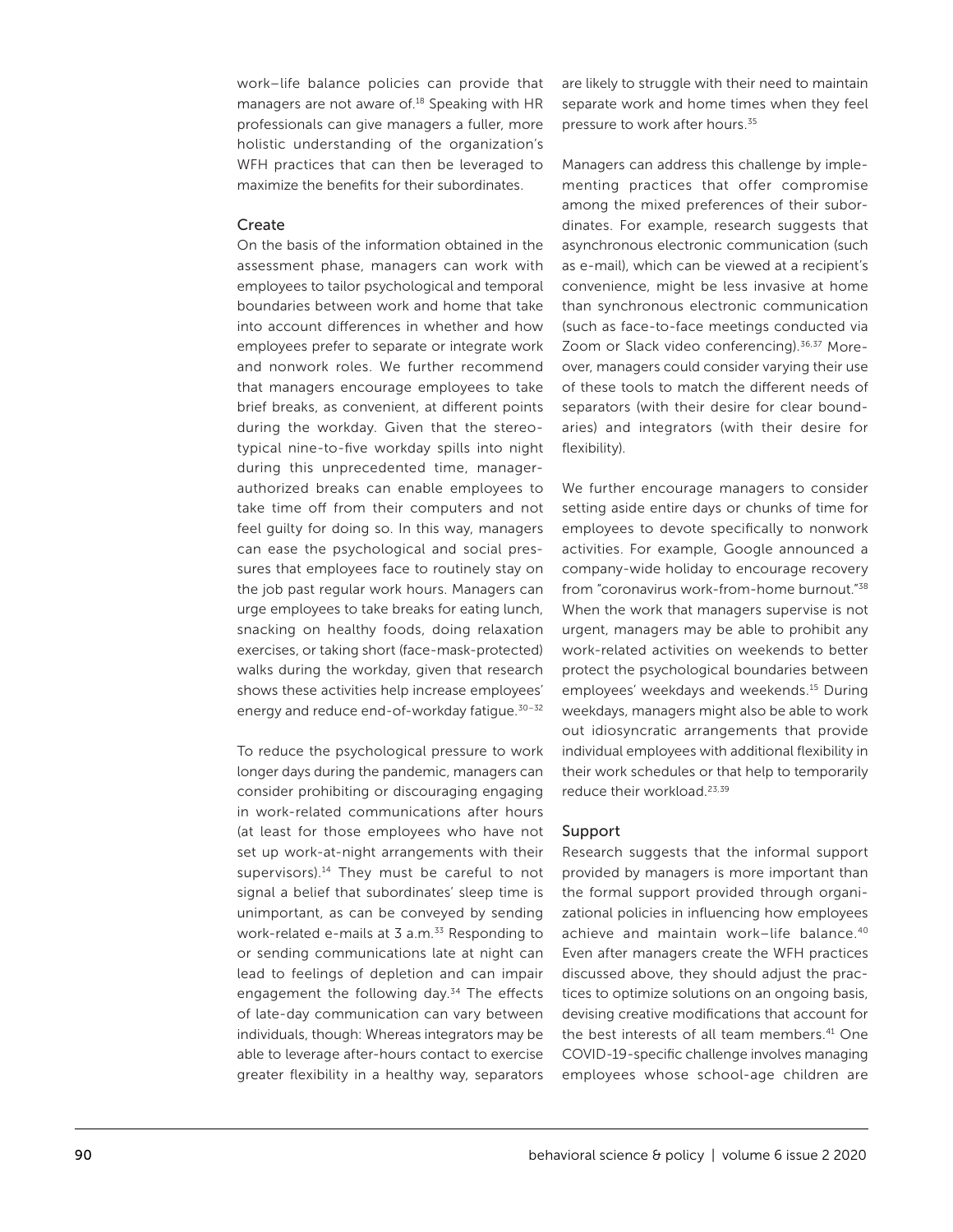work–life balance policies can provide that managers are not aware of.[18] Speaking with HR professionals can give managers a fuller, more holistic understanding of the organization's WFH practices that can then be leveraged to maximize the benefits for their subordinates.

### Create

On the basis of the information obtained in the assessment phase, managers can work with employees to tailor psychological and temporal boundaries between work and home that take into account differences in whether and how employees prefer to separate or integrate work and nonwork roles. We further recommend that managers encourage employees to take brief breaks, as convenient, at different points during the workday. Given that the stereotypical nine-to-five workday spills into night during this unprecedented time, manager-authorized breaks can enable employees to take time off from their computers and not feel guilty for doing so. In this way, managers can ease the psychological and social pressures that employees face to routinely stay on the job past regular work hours. Managers can urge employees to take breaks for eating lunch, snacking on healthy foods, doing relaxation exercises, or taking short (face-mask-protected) walks during the workday, given that research shows these activities help increase employees' energy and reduce end-of-workday fatigue.[30–32]

To reduce the psychological pressure to work longer days during the pandemic, managers can consider prohibiting or discouraging engaging in work-related communications after hours (at least for those employees who have not set up work-at-night arrangements with their supervisors).[14] They must be careful to not signal a belief that subordinates' sleep time is unimportant, as can be conveyed by sending work-related e-mails at 3 a.m.[33] Responding to or sending communications late at night can lead to feelings of depletion and can impair engagement the following day.[34] The effects of late-day communication can vary between individuals, though: Whereas integrators may be able to leverage after-hours contact to exercise greater flexibility in a healthy way, separators are likely to struggle with their need to maintain separate work and home times when they feel pressure to work after hours.[35]

Managers can address this challenge by implementing practices that offer compromise among the mixed preferences of their subordinates. For example, research suggests that asynchronous electronic communication (such as e-mail), which can be viewed at a recipient's convenience, might be less invasive at home than synchronous electronic communication (such as face-to-face meetings conducted via Zoom or Slack video conferencing).[36,37] Moreover, managers could consider varying their use of these tools to match the different needs of separators (with their desire for clear boundaries) and integrators (with their desire for flexibility).

We further encourage managers to consider setting aside entire days or chunks of time for employees to devote specifically to nonwork activities. For example, Google announced a company-wide holiday to encourage recovery from "coronavirus work-from-home burnout."[38] When the work that managers supervise is not urgent, managers may be able to prohibit any work-related activities on weekends to better protect the psychological boundaries between employees' weekdays and weekends.[15] During weekdays, managers might also be able to work out idiosyncratic arrangements that provide individual employees with additional flexibility in their work schedules or that help to temporarily reduce their workload.[23,39]

### Support

Research suggests that the informal support provided by managers is more important than the formal support provided through organizational policies in influencing how employees achieve and maintain work–life balance.[40] Even after managers create the WFH practices discussed above, they should adjust the practices to optimize solutions on an ongoing basis, devising creative modifications that account for the best interests of all team members.[41] One COVID-19-specific challenge involves managing employees whose school-age children are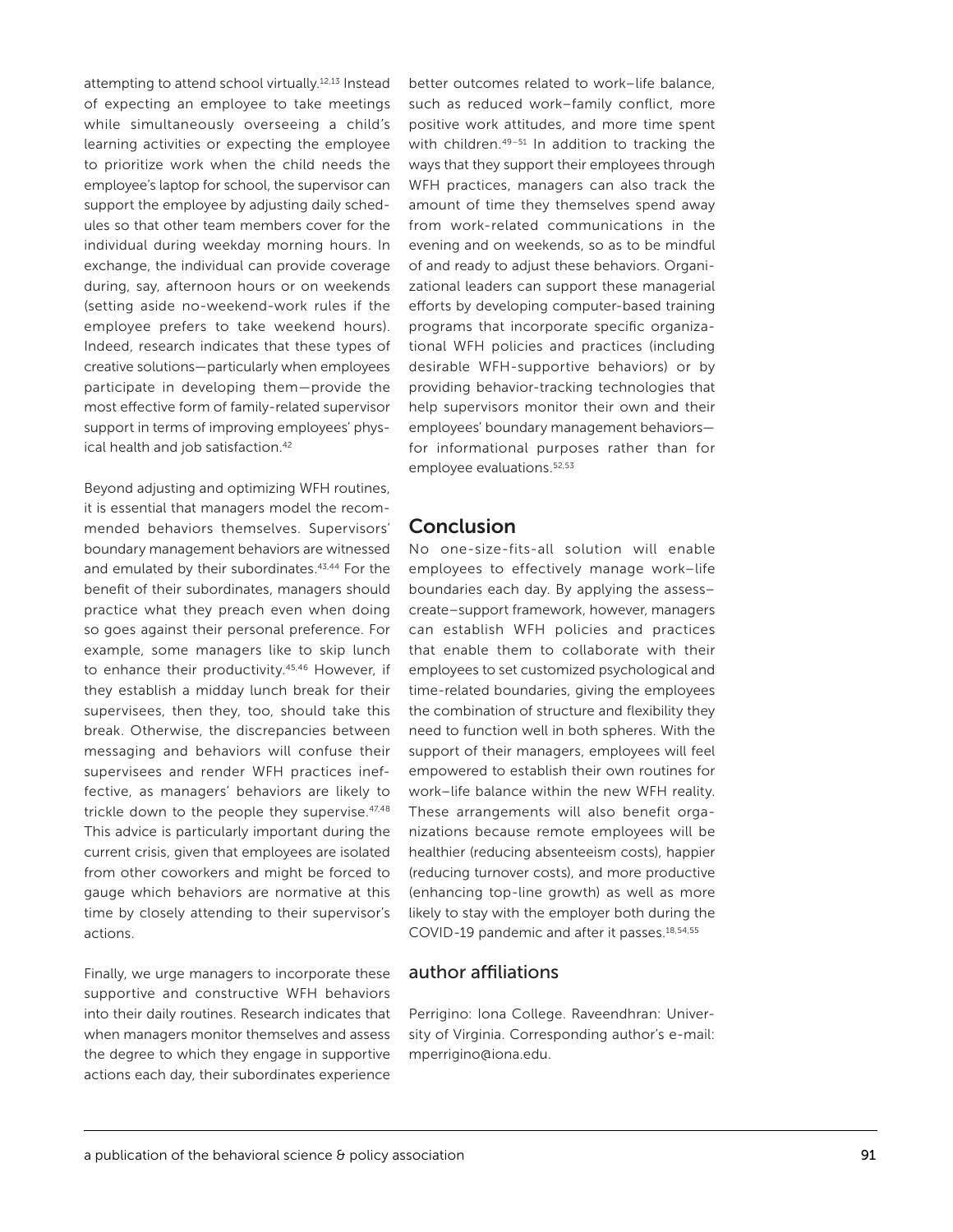attempting to attend school virtually.[12,13] Instead of expecting an employee to take meetings while simultaneously overseeing a child's learning activities or expecting the employee to prioritize work when the child needs the employee's laptop for school, the supervisor can support the employee by adjusting daily schedules so that other team members cover for the individual during weekday morning hours. In exchange, the individual can provide coverage during, say, afternoon hours or on weekends (setting aside no-weekend-work rules if the employee prefers to take weekend hours). Indeed, research indicates that these types of creative solutions—particularly when employees participate in developing them—provide the most effective form of family-related supervisor support in terms of improving employees' physical health and job satisfaction.[42]

Beyond adjusting and optimizing WFH routines, it is essential that managers model the recommended behaviors themselves. Supervisors' boundary management behaviors are witnessed and emulated by their subordinates.[43,44] For the benefit of their subordinates, managers should practice what they preach even when doing so goes against their personal preference. For example, some managers like to skip lunch to enhance their productivity.[45,46] However, if they establish a midday lunch break for their supervisees, then they, too, should take this break. Otherwise, the discrepancies between messaging and behaviors will confuse their supervisees and render WFH practices ineffective, as managers' behaviors are likely to trickle down to the people they supervise.[47,48] This advice is particularly important during the current crisis, given that employees are isolated from other coworkers and might be forced to gauge which behaviors are normative at this time by closely attending to their supervisor's actions.

Finally, we urge managers to incorporate these supportive and constructive WFH behaviors into their daily routines. Research indicates that when managers monitor themselves and assess the degree to which they engage in supportive actions each day, their subordinates experience better outcomes related to work–life balance, such as reduced work–family conflict, more positive work attitudes, and more time spent with children.[49–51] In addition to tracking the ways that they support their employees through WFH practices, managers can also track the amount of time they themselves spend away from work-related communications in the evening and on weekends, so as to be mindful of and ready to adjust these behaviors. Organizational leaders can support these managerial efforts by developing computer-based training programs that incorporate specific organizational WFH policies and practices (including desirable WFH-supportive behaviors) or by providing behavior-tracking technologies that help supervisors monitor their own and their employees' boundary management behaviors—for informational purposes rather than for employee evaluations.[52,53]

## Conclusion

No one-size-fits-all solution will enable employees to effectively manage work–life boundaries each day. By applying the assess–create–support framework, however, managers can establish WFH policies and practices that enable them to collaborate with their employees to set customized psychological and time-related boundaries, giving the employees the combination of structure and flexibility they need to function well in both spheres. With the support of their managers, employees will feel empowered to establish their own routines for work–life balance within the new WFH reality. These arrangements will also benefit organizations because remote employees will be healthier (reducing absenteeism costs), happier (reducing turnover costs), and more productive (enhancing top-line growth) as well as more likely to stay with the employer both during the COVID-19 pandemic and after it passes.[18,54,55]

## author affiliations

Perrigino: Iona College. Raveendhran: University of Virginia. Corresponding author's e-mail: mperrigino@iona.edu.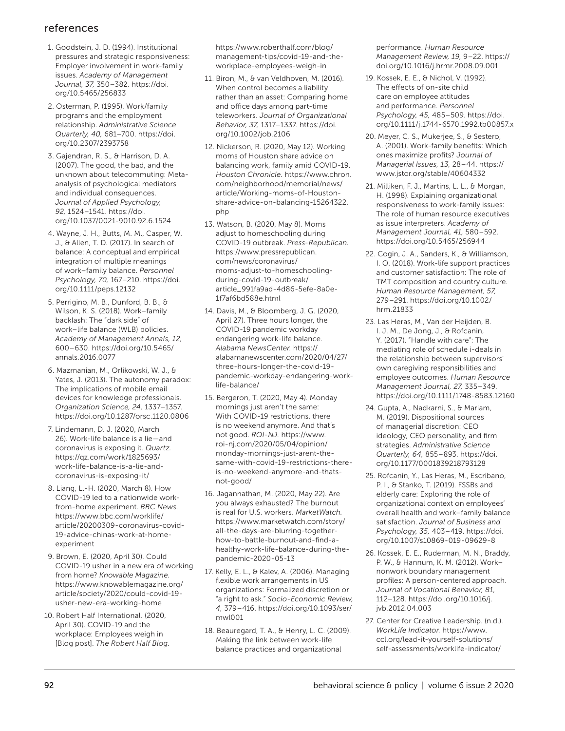## references

1. Goodstein, J. D. (1994). Institutional pressures and strategic responsiveness: Employer involvement in work-family issues. *Academy of Management Journal, 37,* 350–382. https://doi.org/10.5465/256833
2. Osterman, P. (1995). Work/family programs and the employment relationship. *Administrative Science Quarterly, 40,* 681–700. https://doi.org/10.2307/2393758
3. Gajendran, R. S., & Harrison, D. A. (2007). The good, the bad, and the unknown about telecommuting: Meta-analysis of psychological mediators and individual consequences. *Journal of Applied Psychology, 92,* 1524–1541. https://doi.org/10.1037/0021-9010.92.6.1524
4. Wayne, J. H., Butts, M. M., Casper, W. J., & Allen, T. D. (2017). In search of balance: A conceptual and empirical integration of multiple meanings of work–family balance. *Personnel Psychology, 70,* 167–210. https://doi.org/10.1111/peps.12132
5. Perrigino, M. B., Dunford, B. B., & Wilson, K. S. (2018). Work–family backlash: The "dark side" of work–life balance (WLB) policies. *Academy of Management Annals, 12,* 600–630. https://doi.org/10.5465/annals.2016.0077
6. Mazmanian, M., Orlikowski, W. J., & Yates, J. (2013). The autonomy paradox: The implications of mobile email devices for knowledge professionals. *Organization Science, 24,* 1337–1357. https://doi.org/10.1287/orsc.1120.0806
7. Lindemann, D. J. (2020, March 26). Work-life balance is a lie—and coronavirus is exposing it. *Quartz.* https://qz.com/work/1825693/work-life-balance-is-a-lie-and-coronavirus-is-exposing-it/
8. Liang, L.-H. (2020, March 8). How COVID-19 led to a nationwide work-from-home experiment. *BBC News.* https://www.bbc.com/worklife/article/20200309-coronavirus-covid-19-advice-chinas-work-at-home-experiment
9. Brown, E. (2020, April 30). Could COVID-19 usher in a new era of working from home? *Knowable Magazine.* https://www.knowablemagazine.org/article/society/2020/could-covid-19-usher-new-era-working-home
10. Robert Half International. (2020, April 30). COVID-19 and the workplace: Employees weigh in [Blog post]. *The Robert Half Blog.* https://www.roberthalf.com/blog/management-tips/covid-19-and-the-workplace-employees-weigh-in
11. Biron, M., & van Veldhoven, M. (2016). When control becomes a liability rather than an asset: Comparing home and office days among part-time teleworkers. *Journal of Organizational Behavior, 37,* 1317–1337. https://doi.org/10.1002/job.2106
12. Nickerson, R. (2020, May 12). Working moms of Houston share advice on balancing work, family amid COVID-19. *Houston Chronicle.* https://www.chron.com/neighborhood/memorial/news/article/Working-moms-of-Houston-share-advice-on-balancing-15264322.php
13. Watson, B. (2020, May 8). Moms adjust to homeschooling during COVID-19 outbreak. *Press-Republican.* https://www.pressrepublican.com/news/coronavirus/moms-adjust-to-homeschooling-during-covid-19-outbreak/article_991fa9ad-4d86-5efe-8a0e-1f7af6bd588e.html
14. Davis, M., & Bloomberg, J. G. (2020, April 27). Three hours longer, the COVID-19 pandemic workday endangering work-life balance. *Alabama NewsCenter.* https://alabamanewscenter.com/2020/04/27/three-hours-longer-the-covid-19-pandemic-workday-endangering-work-life-balance/
15. Bergeron, T. (2020, May 4). Monday mornings just aren't the same: With COVID-19 restrictions, there is no weekend anymore. And that's not good. *ROI-NJ.* https://www.roi-nj.com/2020/05/04/opinion/monday-mornings-just-arent-the-same-with-covid-19-restrictions-there-is-no-weekend-anymore-and-thats-not-good/
16. Jagannathan, M. (2020, May 22). Are you always exhausted? The burnout is real for U.S. workers. *MarketWatch.* https://www.marketwatch.com/story/all-the-days-are-blurring-together-how-to-battle-burnout-and-find-a-healthy-work-life-balance-during-the-pandemic-2020-05-13
17. Kelly, E. L., & Kalev, A. (2006). Managing flexible work arrangements in US organizations: Formalized discretion or "a right to ask." *Socio-Economic Review, 4,* 379–416. https://doi.org/10.1093/ser/mwl001
18. Beauregard, T. A., & Henry, L. C. (2009). Making the link between work-life balance practices and organizational performance. *Human Resource Management Review, 19,* 9–22. https://doi.org/10.1016/j.hrmr.2008.09.001
19. Kossek, E. E., & Nichol, V. (1992). The effects of on-site child care on employee attitudes and performance. *Personnel Psychology, 45,* 485–509. https://doi.org/10.1111/j.1744-6570.1992.tb00857.x
20. Meyer, C. S., Mukerjee, S., & Sestero, A. (2001). Work-family benefits: Which ones maximize profits? *Journal of Managerial Issues, 13,* 28–44. https://www.jstor.org/stable/40604332
21. Milliken, F. J., Martins, L. L., & Morgan, H. (1998). Explaining organizational responsiveness to work-family issues: The role of human resource executives as issue interpreters. *Academy of Management Journal, 41,* 580–592. https://doi.org/10.5465/256944
22. Cogin, J. A., Sanders, K., & Williamson, I. O. (2018). Work-life support practices and customer satisfaction: The role of TMT composition and country culture. *Human Resource Management, 57,* 279–291. https://doi.org/10.1002/hrm.21833
23. Las Heras, M., Van der Heijden, B. I. J. M., De Jong, J., & Rofcanin, Y. (2017). "Handle with care": The mediating role of schedule i-deals in the relationship between supervisors' own caregiving responsibilities and employee outcomes. *Human Resource Management Journal, 27,* 335–349. https://doi.org/10.1111/1748-8583.12160
24. Gupta, A., Nadkarni, S., & Mariam, M. (2019). Dispositional sources of managerial discretion: CEO ideology, CEO personality, and firm strategies. *Administrative Science Quarterly, 64,* 855–893. https://doi.org/10.1177/0001839218793128
25. Rofcanin, Y., Las Heras, M., Escribano, P. I., & Stanko, T. (2019). FSSBs and elderly care: Exploring the role of organizational context on employees' overall health and work–family balance satisfaction. *Journal of Business and Psychology, 35,* 403–419. https://doi.org/10.1007/s10869-019-09629-8
26. Kossek, E. E., Ruderman, M. N., Braddy, P. W., & Hannum, K. M. (2012). Work–nonwork boundary management profiles: A person-centered approach. *Journal of Vocational Behavior, 81,* 112–128. https://doi.org/10.1016/j.jvb.2012.04.003
27. Center for Creative Leadership. (n.d.). *WorkLife Indicator.* https://www.ccl.org/lead-it-yourself-solutions/self-assessments/worklife-indicator/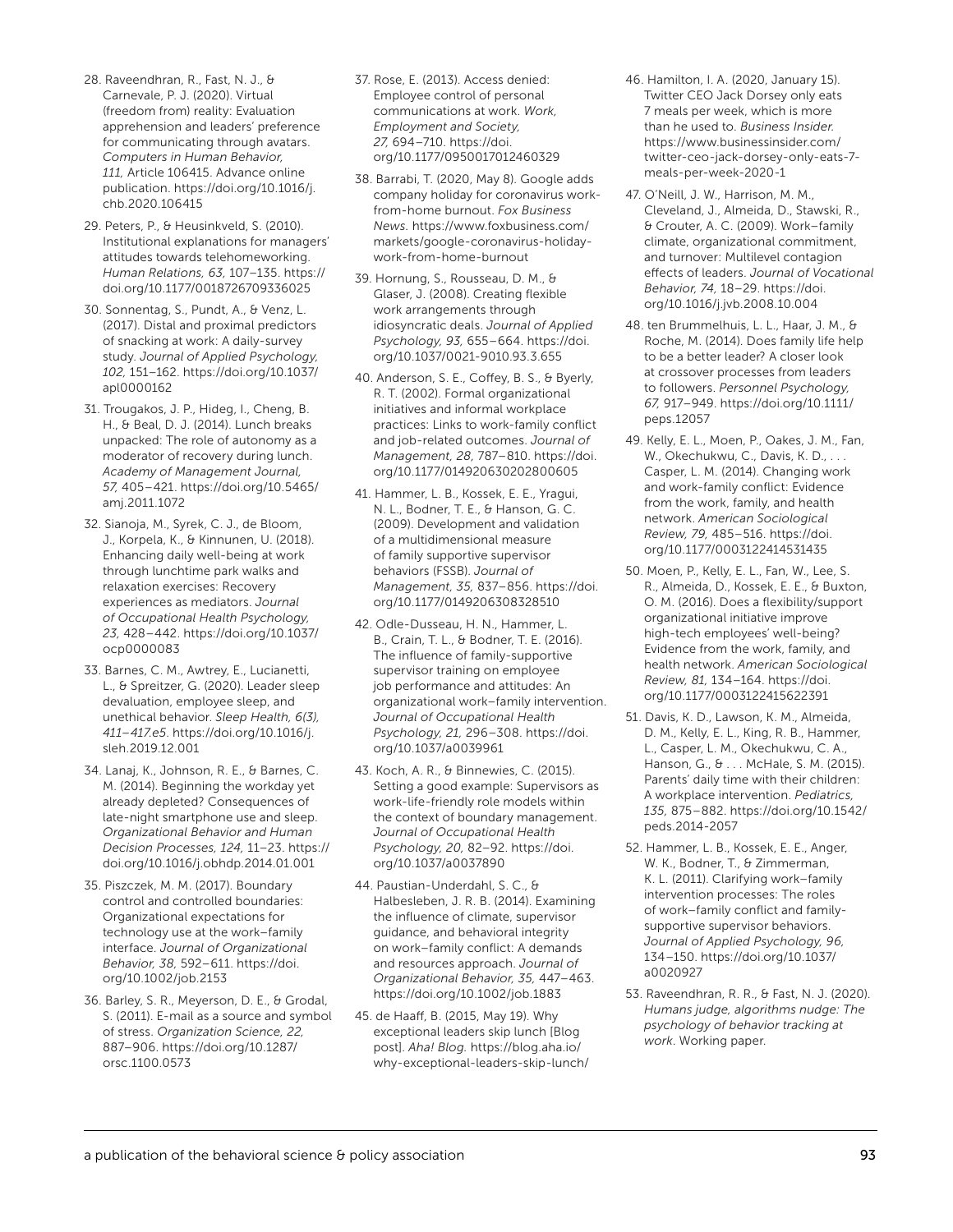28. Raveendhran, R., Fast, N. J., & Carnevale, P. J. (2020). Virtual (freedom from) reality: Evaluation apprehension and leaders' preference for communicating through avatars. *Computers in Human Behavior, 111,* Article 106415. Advance online publication. https://doi.org/10.1016/j.chb.2020.106415

29. Peters, P., & Heusinkveld, S. (2010). Institutional explanations for managers' attitudes towards telehomeworking. *Human Relations, 63,* 107–135. https://doi.org/10.1177/0018726709336025

30. Sonnentag, S., Pundt, A., & Venz, L. (2017). Distal and proximal predictors of snacking at work: A daily-survey study. *Journal of Applied Psychology, 102,* 151–162. https://doi.org/10.1037/apl0000162

31. Trougakos, J. P., Hideg, I., Cheng, B. H., & Beal, D. J. (2014). Lunch breaks unpacked: The role of autonomy as a moderator of recovery during lunch. *Academy of Management Journal, 57,* 405–421. https://doi.org/10.5465/amj.2011.1072

32. Sianoja, M., Syrek, C. J., de Bloom, J., Korpela, K., & Kinnunen, U. (2018). Enhancing daily well-being at work through lunchtime park walks and relaxation exercises: Recovery experiences as mediators. *Journal of Occupational Health Psychology, 23,* 428–442. https://doi.org/10.1037/ocp0000083

33. Barnes, C. M., Awtrey, E., Lucianetti, L., & Spreitzer, G. (2020). Leader sleep devaluation, employee sleep, and unethical behavior. *Sleep Health, 6(3), 411–417.e5*. https://doi.org/10.1016/j.sleh.2019.12.001

34. Lanaj, K., Johnson, R. E., & Barnes, C. M. (2014). Beginning the workday yet already depleted? Consequences of late-night smartphone use and sleep. *Organizational Behavior and Human Decision Processes, 124,* 11–23. https://doi.org/10.1016/j.obhdp.2014.01.001

35. Piszczek, M. M. (2017). Boundary control and controlled boundaries: Organizational expectations for technology use at the work–family interface. *Journal of Organizational Behavior, 38,* 592–611. https://doi.org/10.1002/job.2153

36. Barley, S. R., Meyerson, D. E., & Grodal, S. (2011). E-mail as a source and symbol of stress. *Organization Science, 22,* 887–906. https://doi.org/10.1287/orsc.1100.0573

37. Rose, E. (2013). Access denied: Employee control of personal communications at work. *Work, Employment and Society, 27,* 694–710. https://doi.org/10.1177/0950017012460329

38. Barrabi, T. (2020, May 8). Google adds company holiday for coronavirus work-from-home burnout. *Fox Business News.* https://www.foxbusiness.com/markets/google-coronavirus-holiday-work-from-home-burnout

39. Hornung, S., Rousseau, D. M., & Glaser, J. (2008). Creating flexible work arrangements through idiosyncratic deals. *Journal of Applied Psychology, 93,* 655–664. https://doi.org/10.1037/0021-9010.93.3.655

40. Anderson, S. E., Coffey, B. S., & Byerly, R. T. (2002). Formal organizational initiatives and informal workplace practices: Links to work-family conflict and job-related outcomes. *Journal of Management, 28,* 787–810. https://doi.org/10.1177/014920630202800605

41. Hammer, L. B., Kossek, E. E., Yragui, N. L., Bodner, T. E., & Hanson, G. C. (2009). Development and validation of a multidimensional measure of family supportive supervisor behaviors (FSSB). *Journal of Management, 35,* 837–856. https://doi.org/10.1177/0149206308328510

42. Odle-Dusseau, H. N., Hammer, L. B., Crain, T. L., & Bodner, T. E. (2016). The influence of family-supportive supervisor training on employee job performance and attitudes: An organizational work–family intervention. *Journal of Occupational Health Psychology, 21,* 296–308. https://doi.org/10.1037/a0039961

43. Koch, A. R., & Binnewies, C. (2015). Setting a good example: Supervisors as work-life-friendly role models within the context of boundary management. *Journal of Occupational Health Psychology, 20,* 82–92. https://doi.org/10.1037/a0037890

44. Paustian-Underdahl, S. C., & Halbesleben, J. R. B. (2014). Examining the influence of climate, supervisor guidance, and behavioral integrity on work–family conflict: A demands and resources approach. *Journal of Organizational Behavior, 35,* 447–463. https://doi.org/10.1002/job.1883

45. de Haaff, B. (2015, May 19). Why exceptional leaders skip lunch [Blog post]. *Aha! Blog.* https://blog.aha.io/why-exceptional-leaders-skip-lunch/

46. Hamilton, I. A. (2020, January 15). Twitter CEO Jack Dorsey only eats 7 meals per week, which is more than he used to. *Business Insider.* https://www.businessinsider.com/twitter-ceo-jack-dorsey-only-eats-7-meals-per-week-2020-1

47. O'Neill, J. W., Harrison, M. M., Cleveland, J., Almeida, D., Stawski, R., & Crouter, A. C. (2009). Work–family climate, organizational commitment, and turnover: Multilevel contagion effects of leaders. *Journal of Vocational Behavior, 74,* 18–29. https://doi.org/10.1016/j.jvb.2008.10.004

48. ten Brummelhuis, L. L., Haar, J. M., & Roche, M. (2014). Does family life help to be a better leader? A closer look at crossover processes from leaders to followers. *Personnel Psychology, 67,* 917–949. https://doi.org/10.1111/peps.12057

49. Kelly, E. L., Moen, P., Oakes, J. M., Fan, W., Okechukwu, C., Davis, K. D., . . . Casper, L. M. (2014). Changing work and work-family conflict: Evidence from the work, family, and health network. *American Sociological Review, 79,* 485–516. https://doi.org/10.1177/0003122414531435

50. Moen, P., Kelly, E. L., Fan, W., Lee, S. R., Almeida, D., Kossek, E. E., & Buxton, O. M. (2016). Does a flexibility/support organizational initiative improve high-tech employees' well-being? Evidence from the work, family, and health network. *American Sociological Review, 81,* 134–164. https://doi.org/10.1177/0003122415622391

51. Davis, K. D., Lawson, K. M., Almeida, D. M., Kelly, E. L., King, R. B., Hammer, L., Casper, L. M., Okechukwu, C. A., Hanson, G., & . . . McHale, S. M. (2015). Parents' daily time with their children: A workplace intervention. *Pediatrics, 135,* 875–882. https://doi.org/10.1542/peds.2014-2057

52. Hammer, L. B., Kossek, E. E., Anger, W. K., Bodner, T., & Zimmerman, K. L. (2011). Clarifying work–family intervention processes: The roles of work–family conflict and family-supportive supervisor behaviors. *Journal of Applied Psychology, 96,* 134–150. https://doi.org/10.1037/a0020927

53. Raveendhran, R. R., & Fast, N. J. (2020). *Humans judge, algorithms nudge: The psychology of behavior tracking at work*. Working paper.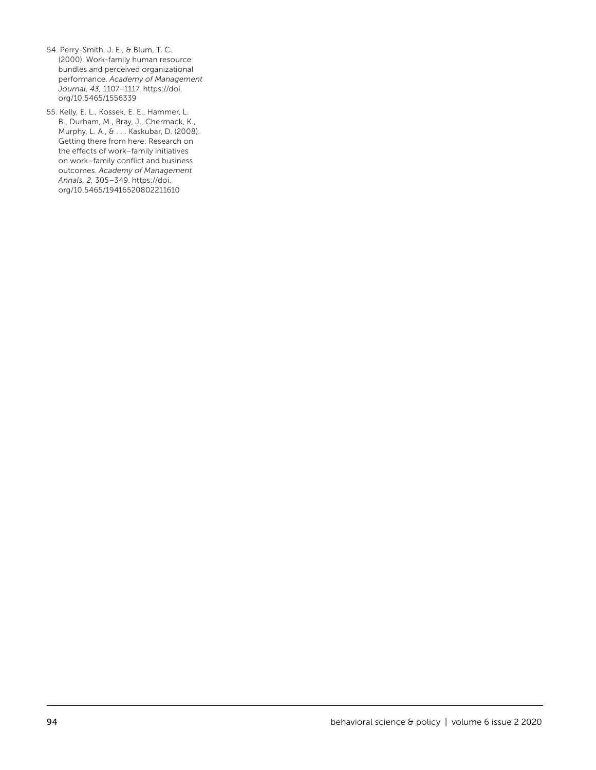54. Perry-Smith, J. E., & Blum, T. C. (2000). Work-family human resource bundles and perceived organizational performance. *Academy of Management Journal, 43,* 1107–1117. https://doi.org/10.5465/1556339

55. Kelly, E. L., Kossek, E. E., Hammer, L. B., Durham, M., Bray, J., Chermack, K., Murphy, L. A., & . . . Kaskubar, D. (2008). Getting there from here: Research on the effects of work–family initiatives on work–family conflict and business outcomes. *Academy of Management Annals, 2,* 305–349. https://doi.org/10.5465/19416520802211610